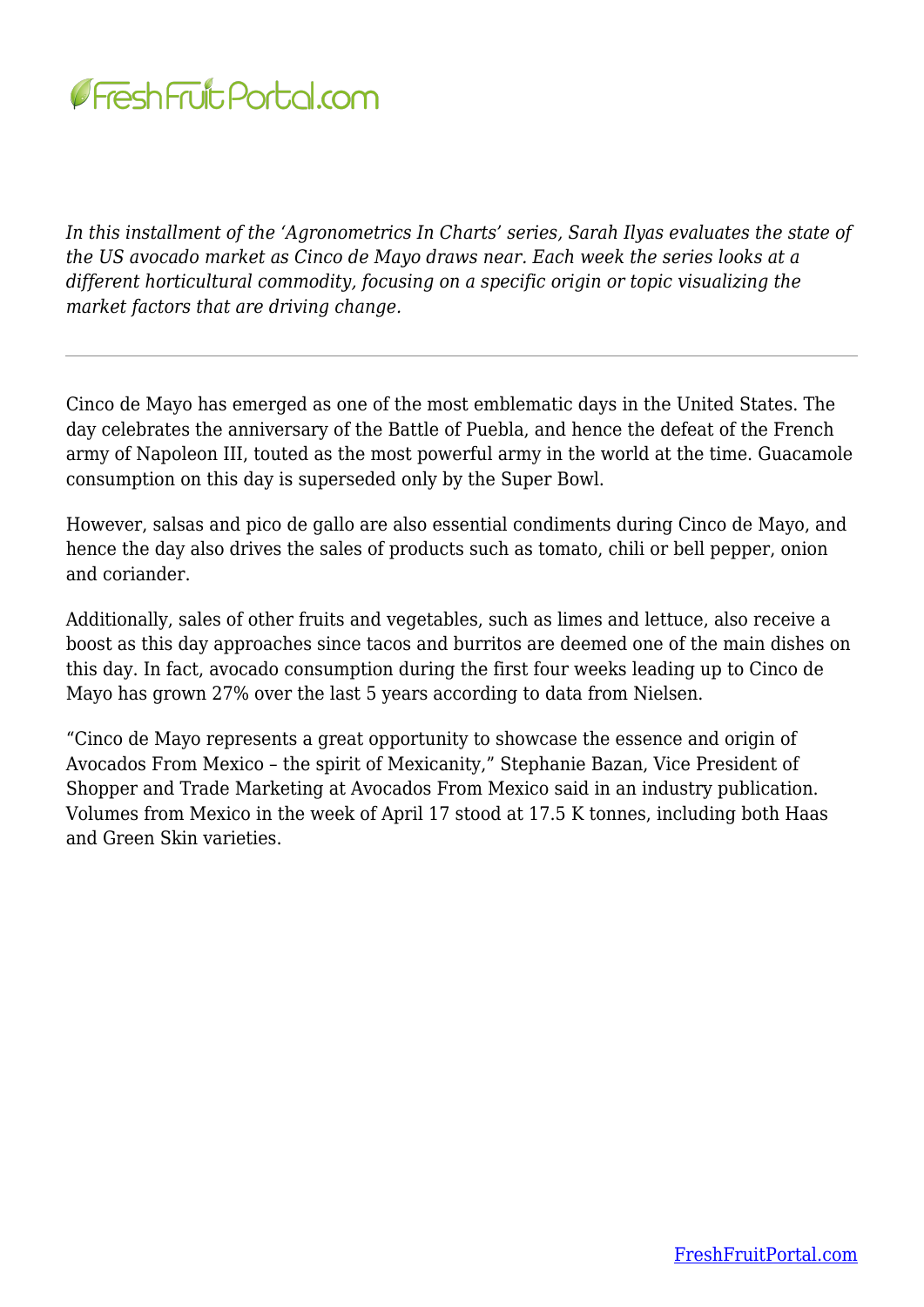*In this installment of the 'Agronometrics In Charts' series, Sarah Ilyas evaluates the state of the US avocado market as Cinco de Mayo draws near. Each week the series looks at a different horticultural commodity, focusing on a specific origin or topic visualizing the market factors that are driving change.*

---

Cinco de Mayo has emerged as one of the most emblematic days in the United States. The day celebrates the anniversary of the Battle of Puebla, and hence the defeat of the French army of Napoleon III, touted as the most powerful army in the world at the time. Guacamole consumption on this day is superseded only by the Super Bowl.

However, salsas and pico de gallo are also essential condiments during Cinco de Mayo, and hence the day also drives the sales of products such as tomato, chili or bell pepper, onion and coriander.

Additionally, sales of other fruits and vegetables, such as limes and lettuce, also receive a boost as this day approaches since tacos and burritos are deemed one of the main dishes on this day. In fact, avocado consumption during the first four weeks leading up to Cinco de Mayo has grown 27% over the last 5 years according to data from Nielsen.

"Cinco de Mayo represents a great opportunity to showcase the essence and origin of Avocados From Mexico – the spirit of Mexicanity," Stephanie Bazan, Vice President of Shopper and Trade Marketing at Avocados From Mexico said in an industry publication. Volumes from Mexico in the week of April 17 stood at 17.5 K tonnes, including both Haas and Green Skin varieties.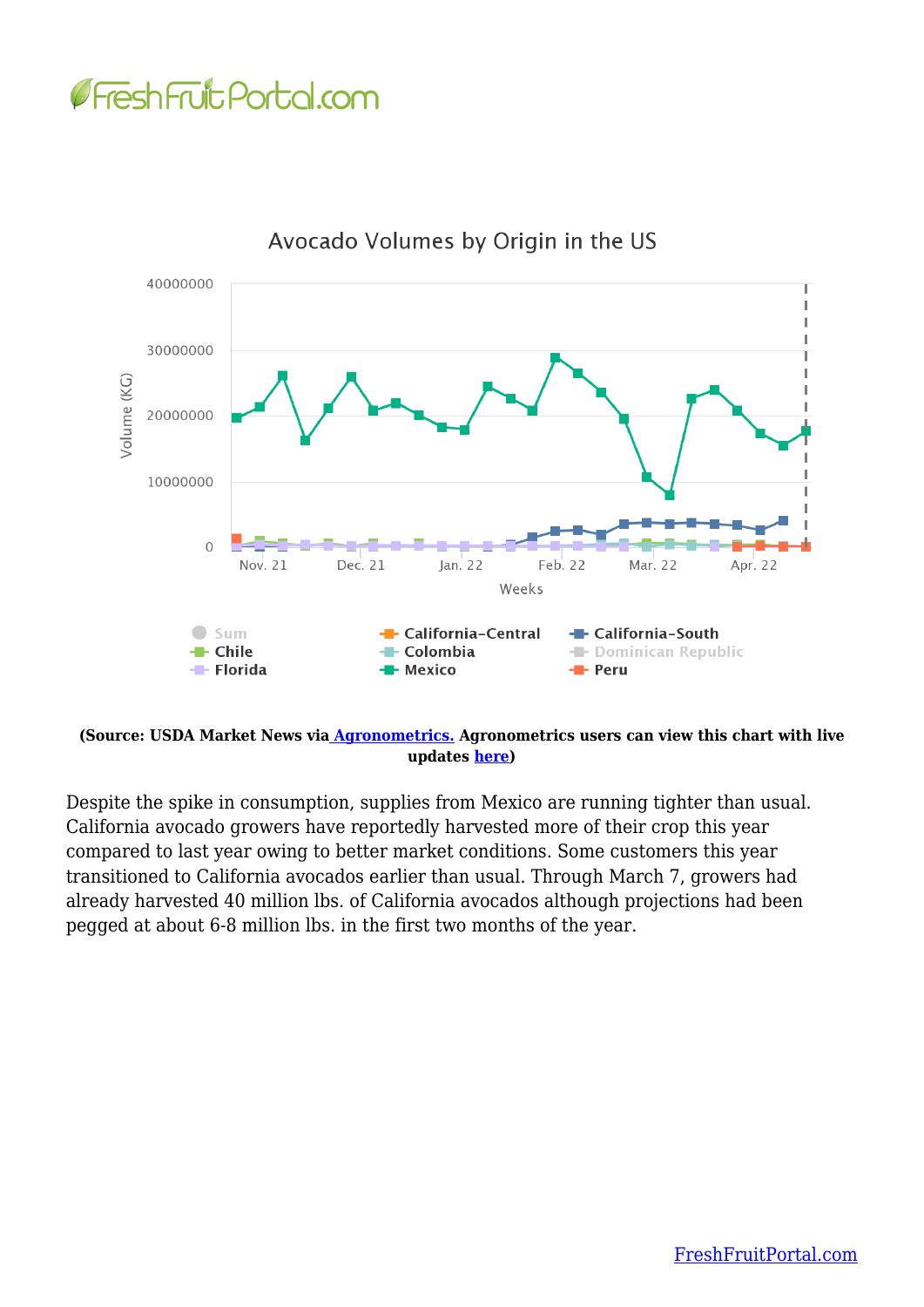**(Source: USDA Market News via [Agronometrics.](#) Agronometrics users can view this chart with live updates [here](#))**

Despite the spike in consumption, supplies from Mexico are running tighter than usual. California avocado growers have reportedly harvested more of their crop this year compared to last year owing to better market conditions. Some customers this year transitioned to California avocados earlier than usual. Through March 7, growers had already harvested 40 million lbs. of California avocados although projections had been pegged at about 6-8 million lbs. in the first two months of the year.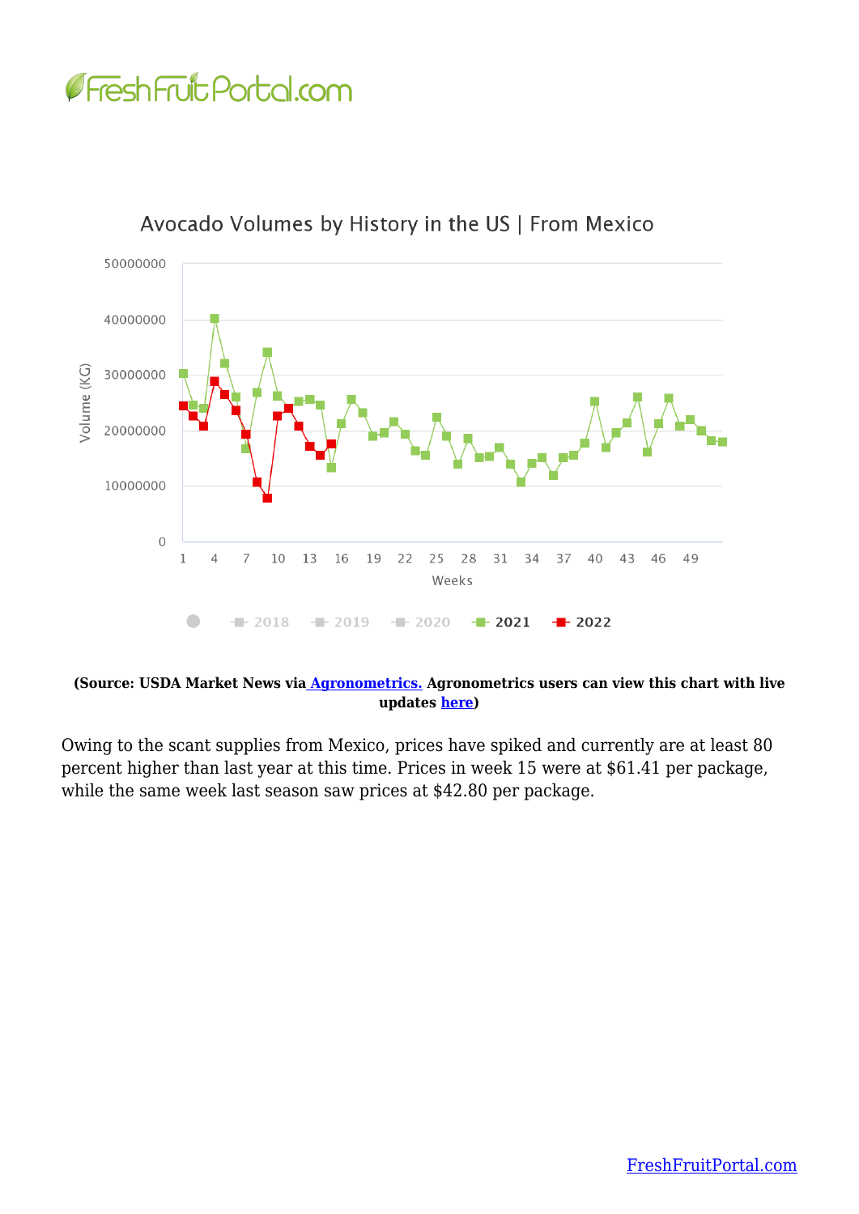**(Source: USDA Market News via Agronometrics. Agronometrics users can view this chart with live updates here)**

Owing to the scant supplies from Mexico, prices have spiked and currently are at least 80 percent higher than last year at this time. Prices in week 15 were at $61.41 per package, while the same week last season saw prices at $42.80 per package.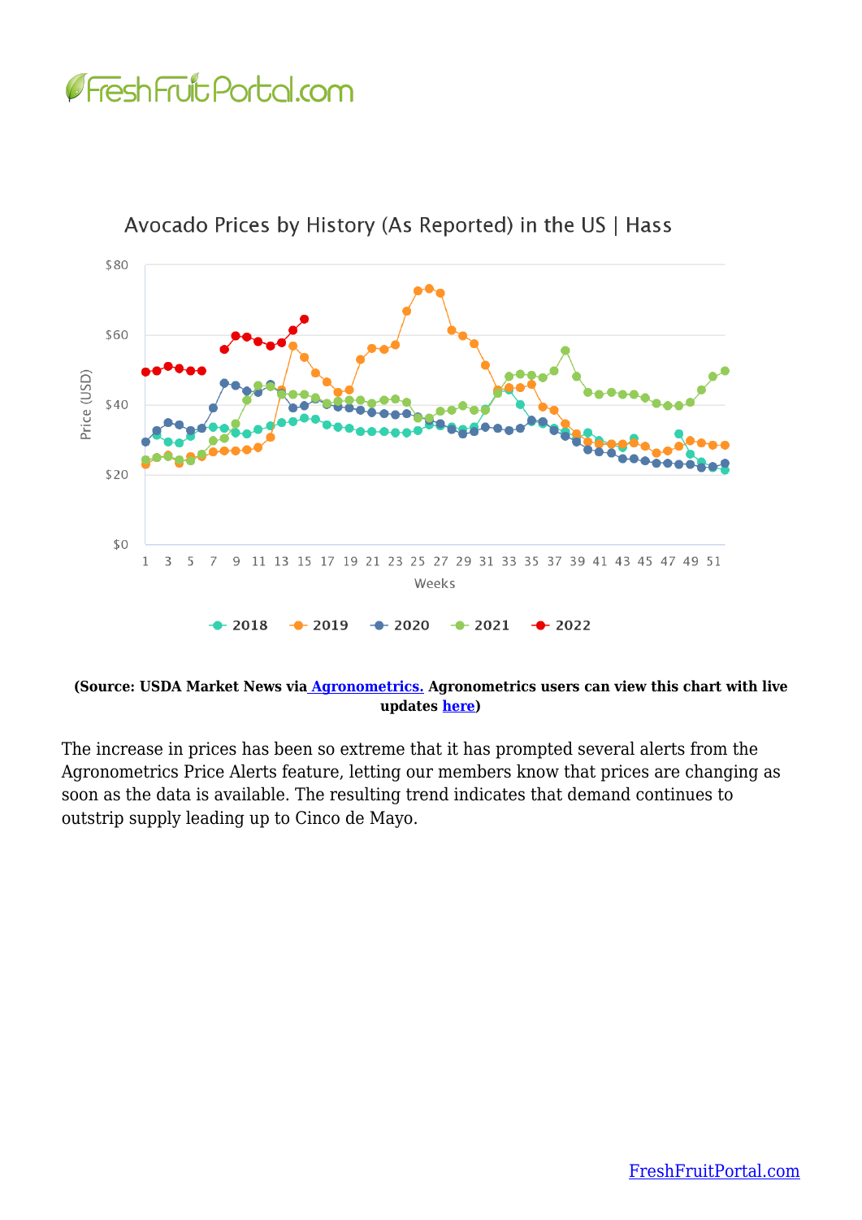**(Source: USDA Market News via Agronometrics. Agronometrics users can view this chart with live updates here)**

The increase in prices has been so extreme that it has prompted several alerts from the Agronometrics Price Alerts feature, letting our members know that prices are changing as soon as the data is available. The resulting trend indicates that demand continues to outstrip supply leading up to Cinco de Mayo.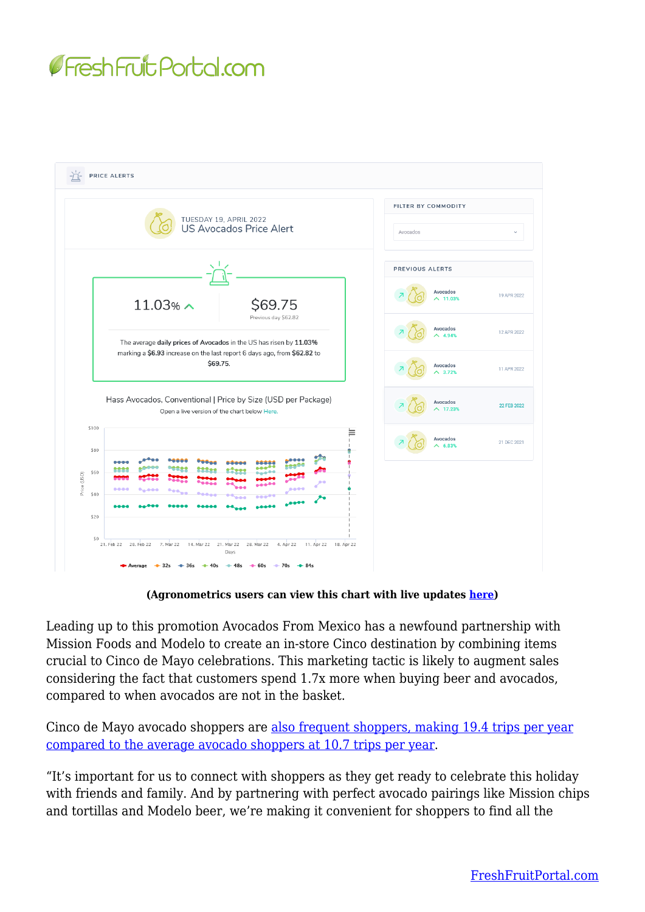**PRICE ALERTS**

TUESDAY 19, APRIL 2022
US Avocados Price Alert

11.03% ^

$69.75
Previous day $62.82

The average **daily prices of Avocados** in the US has risen by **11.03%** marking a **$6.93** increase on the last report 6 days ago, from **$62.82** to **$69.75**.

Hass Avocados, Conventional | Price by Size (USD per Package)

Open a live version of the chart below Here.

**FILTER BY COMMODITY**

Avocados

**PREVIOUS ALERTS**

| Commodity | Change | Date |
|---|---|---|
| Avocados | 11.03% | 19 APR 2022 |
| Avocados | 4.94% | 12 APR 2022 |
| Avocados | 3.72% | 11 APR 2022 |
| Avocados | 17.23% | 22 FEB 2022 |
| Avocados | 6.83% | 21 DEC 2021 |

**(Agronometrics users can view this chart with live updates here)**

Leading up to this promotion Avocados From Mexico has a newfound partnership with Mission Foods and Modelo to create an in-store Cinco destination by combining items crucial to Cinco de Mayo celebrations. This marketing tactic is likely to augment sales considering the fact that customers spend 1.7x more when buying beer and avocados, compared to when avocados are not in the basket.

Cinco de Mayo avocado shoppers are also frequent shoppers, making 19.4 trips per year compared to the average avocado shoppers at 10.7 trips per year.

"It's important for us to connect with shoppers as they get ready to celebrate this holiday with friends and family. And by partnering with perfect avocado pairings like Mission chips and tortillas and Modelo beer, we're making it convenient for shoppers to find all the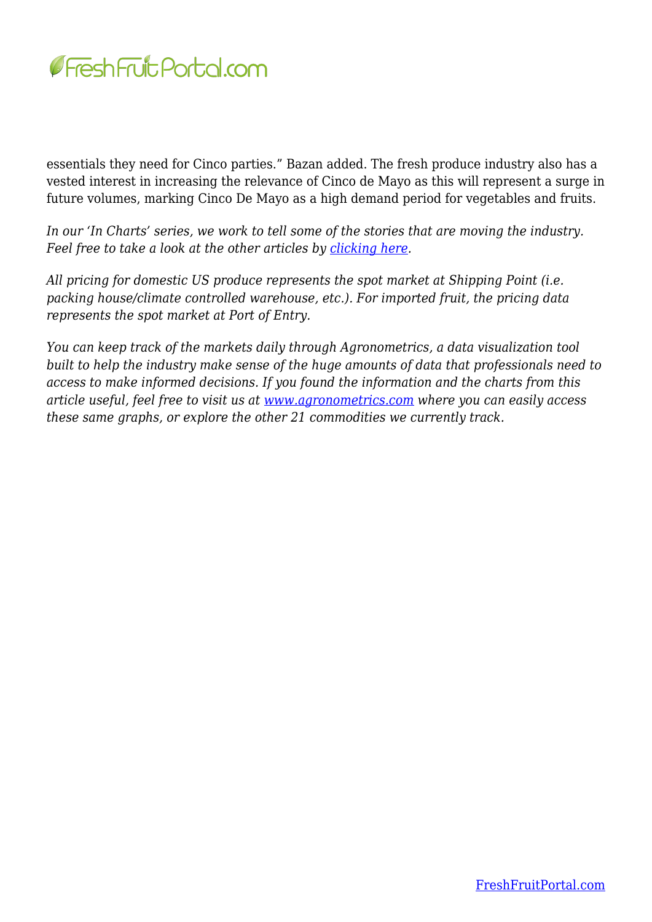essentials they need for Cinco parties." Bazan added. The fresh produce industry also has a vested interest in increasing the relevance of Cinco de Mayo as this will represent a surge in future volumes, marking Cinco De Mayo as a high demand period for vegetables and fruits.

*In our 'In Charts' series, we work to tell some of the stories that are moving the industry. Feel free to take a look at the other articles by [clicking here](#).*

*All pricing for domestic US produce represents the spot market at Shipping Point (i.e. packing house/climate controlled warehouse, etc.). For imported fruit, the pricing data represents the spot market at Port of Entry.*

*You can keep track of the markets daily through Agronometrics, a data visualization tool built to help the industry make sense of the huge amounts of data that professionals need to access to make informed decisions. If you found the information and the charts from this article useful, feel free to visit us at [www.agronometrics.com](http://www.agronometrics.com) where you can easily access these same graphs, or explore the other 21 commodities we currently track.*